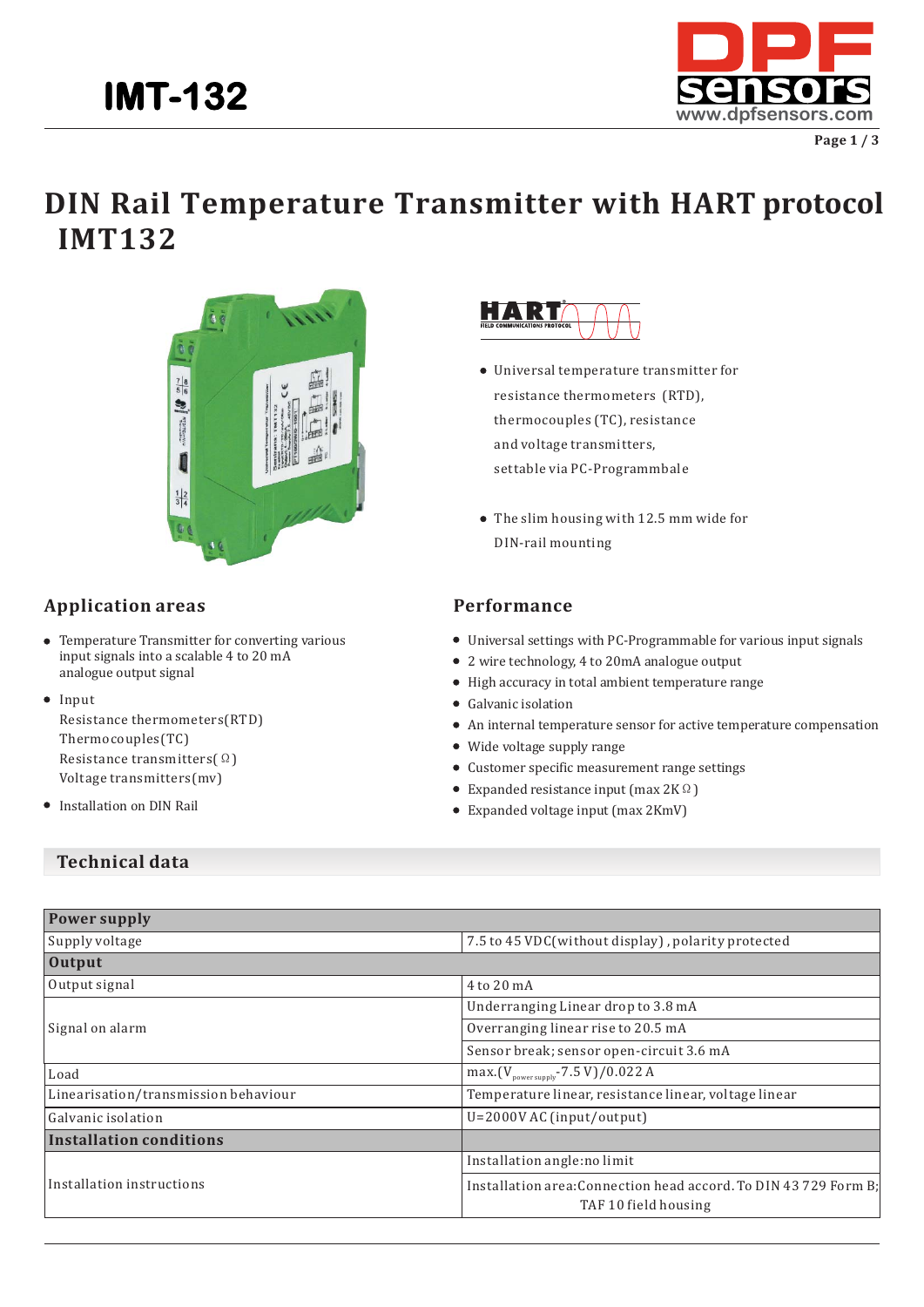# DIN Rail Temperature Transmitter with HART protocol IMT132

- Universal temperature transmitter for resistance thermometers (RTD), thermocouples (TC), resistance and voltage transmitters, settable via PC-Programmbale
- The slim housing with 12.5 mm wide for DIN-rail mounting

## Application areas

- Temperature Transmitter for converting various input signals into a scalable 4 to 20 mA analogue output signal
- Input
  Resistance thermometers(RTD)
  Thermocouples(TC)
  Resistance transmitters(Ω)
  Voltage transmitters(mv)
- Installation on DIN Rail

## Performance

- Universal settings with PC-Programmable for various input signals
- 2 wire technology, 4 to 20mA analogue output
- High accuracy in total ambient temperature range
- Galvanic isolation
- An internal temperature sensor for active temperature compensation
- Wide voltage supply range
- Customer specific measurement range settings
- Expanded resistance input (max 2KΩ)
- Expanded voltage input (max 2KmV)

## Technical data

| **Power supply** | |
|---|---|
| Supply voltage | 7.5 to 45 VDC(without display), polarity protected |
| **Output** | |
| Output signal | 4 to 20 mA |
| Signal on alarm | Underranging Linear drop to 3.8 mA |
| | Overranging linear rise to 20.5 mA |
| | Sensor break; sensor open-circuit 3.6 mA |
| Load | max.($V_{power\ supply}$-7.5 V)/0.022 A |
| Linearisation/transmission behaviour | Temperature linear, resistance linear, voltage linear |
| Galvanic isolation | U=2000V AC (input/output) |
| **Installation conditions** | |
| Installation instructions | Installation angle:no limit |
| | Installation area:Connection head accord. To DIN 43 729 Form B; TAF 10 field housing |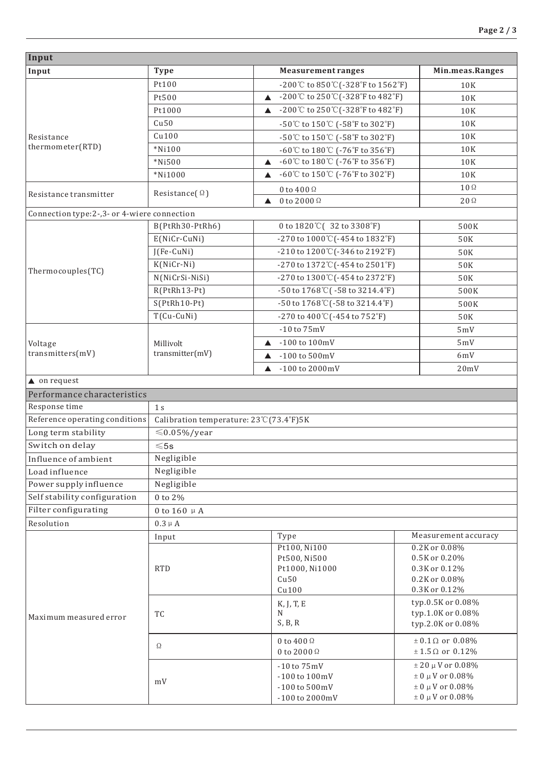## Input

| Input | Type | Measurement ranges | Min.meas.Ranges |
|---|---|---|---|
| Resistance thermometer(RTD) | Pt100 | -200℃ to 850℃(-328℉ to 1562℉) | 10K |
| | Pt500 | ▲ -200℃ to 250℃(-328℉ to 482℉) | 10K |
| | Pt1000 | ▲ -200℃ to 250℃(-328℉ to 482℉) | 10K |
| | Cu50 | -50℃ to 150℃ (-58℉ to 302℉) | 10K |
| | Cu100 | -50℃ to 150℃ (-58℉ to 302℉) | 10K |
| | *Ni100 | -60℃ to 180℃ (-76℉ to 356℉) | 10K |
| | *Ni500 | ▲ -60℃ to 180℃ (-76℉ to 356℉) | 10K |
| | *Ni1000 | ▲ -60℃ to 150℃ (-76℉ to 302℉) | 10K |
| Resistance transmitter | Resistance(Ω) | 0 to 400Ω | 10Ω |
| | | ▲ 0 to 2000Ω | 20Ω |
| Connection type:2-,3- or 4-wiere connection | | | |
| Thermocouples(TC) | B(PtRh30-PtRh6) | 0 to 1820℃( 32 to 3308℉) | 500K |
| | E(NiCr-CuNi) | -270 to 1000℃(-454 to 1832℉) | 50K |
| | J(Fe-CuNi) | -210 to 1200℃(-346 to 2192℉) | 50K |
| | K(NiCr-Ni) | -270 to 1372℃(-454 to 2501℉) | 50K |
| | N(NiCrSi-NiSi) | -270 to 1300℃(-454 to 2372℉) | 50K |
| | R(PtRh13-Pt) | -50 to 1768℃( -58 to 3214.4℉) | 500K |
| | S(PtRh10-Pt) | -50 to 1768℃(-58 to 3214.4℉) | 500K |
| | T(Cu-CuNi) | -270 to 400℃(-454 to 752℉) | 50K |
| Voltage transmitters(mV) | Millivolt transmitter(mV) | -10 to 75mV | 5mV |
| | | ▲ -100 to 100mV | 5mV |
| | | ▲ -100 to 500mV | 6mV |
| | | ▲ -100 to 2000mV | 20mV |

▲ on request

## Performance characteristics

| | |
|---|---|
| Response time | 1 s |
| Reference operating conditions | Calibration temperature: 23℃(73.4℉)5K |
| Long term stability | ≤0.05%/year |
| Switch on delay | ≤5s |
| Influence of ambient | Negligible |
| Load influence | Negligible |
| Power supply influence | Negligible |
| Self stability configuration | 0 to 2% |
| Filter configurating | 0 to 160 μA |
| Resolution | 0.3μA |

| Maximum measured error | Input | Type | Measurement accuracy |
|---|---|---|---|
| | RTD | Pt100, Ni100<br>Pt500, Ni500<br>Pt1000, Ni1000<br>Cu50<br>Cu100 | 0.2K or 0.08%<br>0.5K or 0.20%<br>0.3K or 0.12%<br>0.2K or 0.08%<br>0.3K or 0.12% |
| | TC | K, J, T, E<br>N<br>S, B, R | typ.0.5K or 0.08%<br>typ.1.0K or 0.08%<br>typ.2.0K or 0.08% |
| | Ω | 0 to 400Ω<br>0 to 2000Ω | ±0.1Ω or 0.08%<br>±1.5Ω or 0.12% |
| | mV | -10 to 75mV<br>-100 to 100mV<br>-100 to 500mV<br>-100 to 2000mV | ±20μV or 0.08%<br>±0μV or 0.08%<br>±0μV or 0.08%<br>±0μV or 0.08% |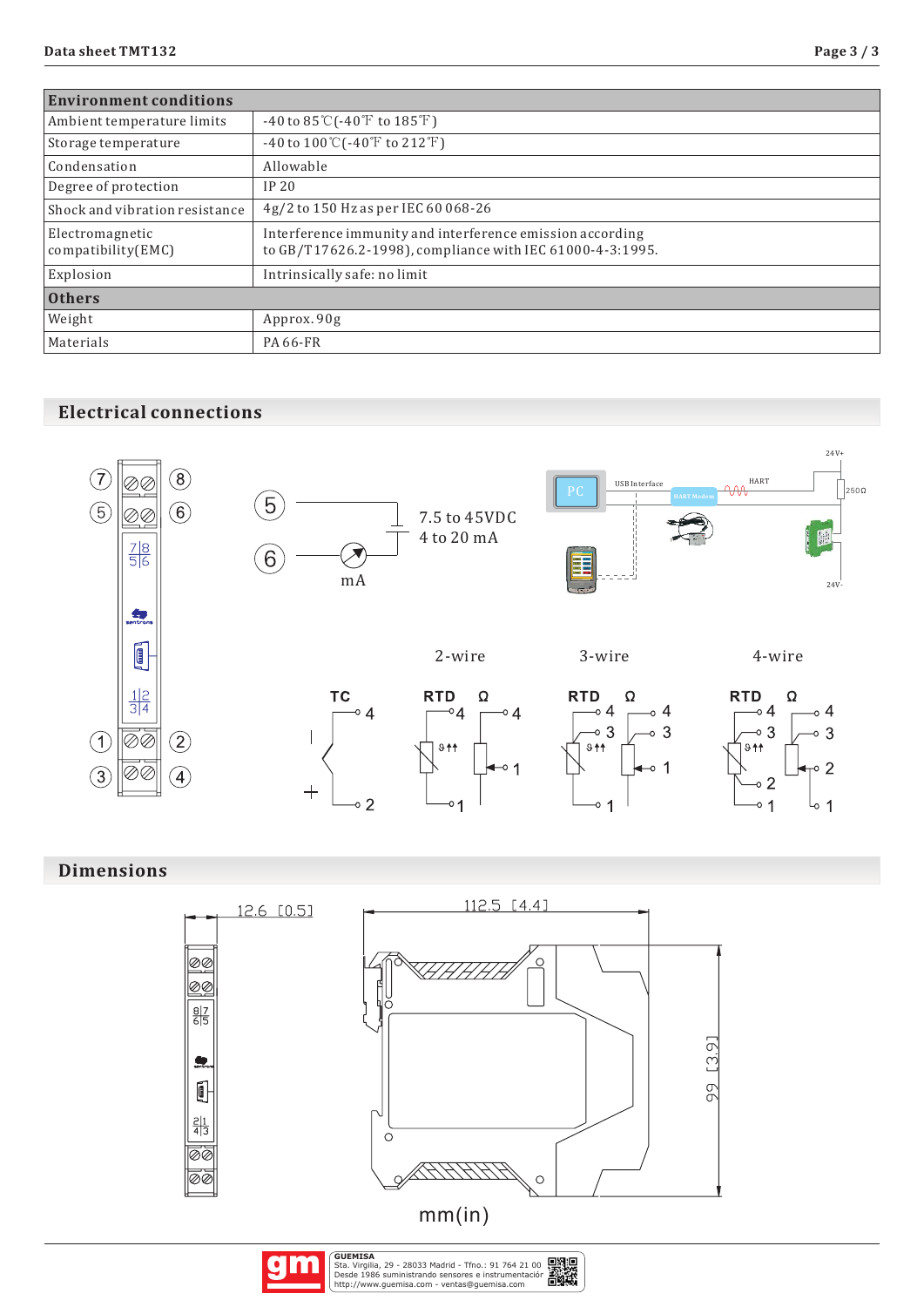| Environment conditions | |
|---|---|
| Ambient temperature limits | -40 to 85℃(-40℉ to 185℉) |
| Storage temperature | -40 to 100℃(-40℉ to 212℉) |
| Condensation | Allowable |
| Degree of protection | IP 20 |
| Shock and vibration resistance | 4g/2 to 150 Hz as per IEC 60 068-26 |
| Electromagnetic compatibility(EMC) | Interference immunity and interference emission according to GB/T 17626.2-1998), compliance with IEC 61000-4-3:1995. |
| Explosion | Intrinsically safe: no limit |
| **Others** | |
| Weight | Approx. 90g |
| Materials | PA 66-FR |

## Electrical connections

7.5 to 45VDC
4 to 20 mA

mA

PC
USB Interface
HART Modem
HART
250Ω
24V+
24V-

2-wire
3-wire
4-wire

TC
RTD Ω
RTD Ω
RTD Ω

## Dimensions

12.6 [0.5]
112.5 [4.4]
99 [3.9]

mm(in)

GUEMISA
Sta. Virgilia, 29 - 28033 Madrid - Tfno.: 91 764 21 00
Desde 1986 suministrando sensores e instrumentación
http://www.guemisa.com - ventas@guemisa.com